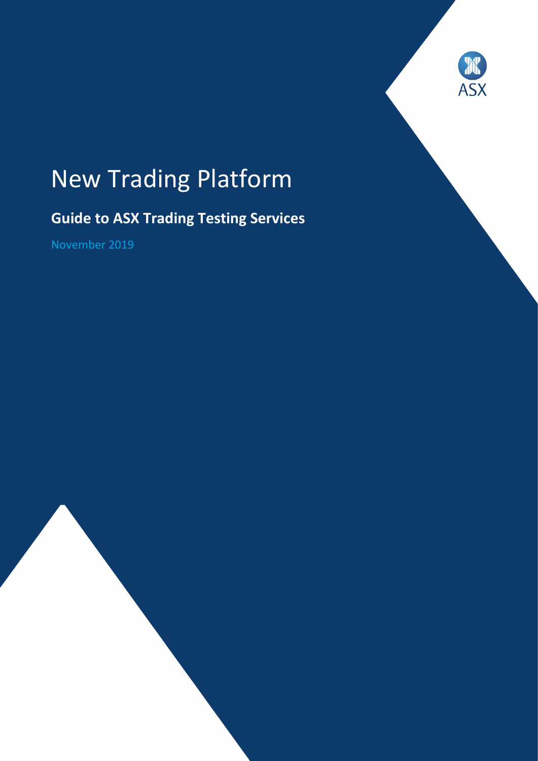# New Trading Platform

## Guide to ASX Trading Testing Services

November 2019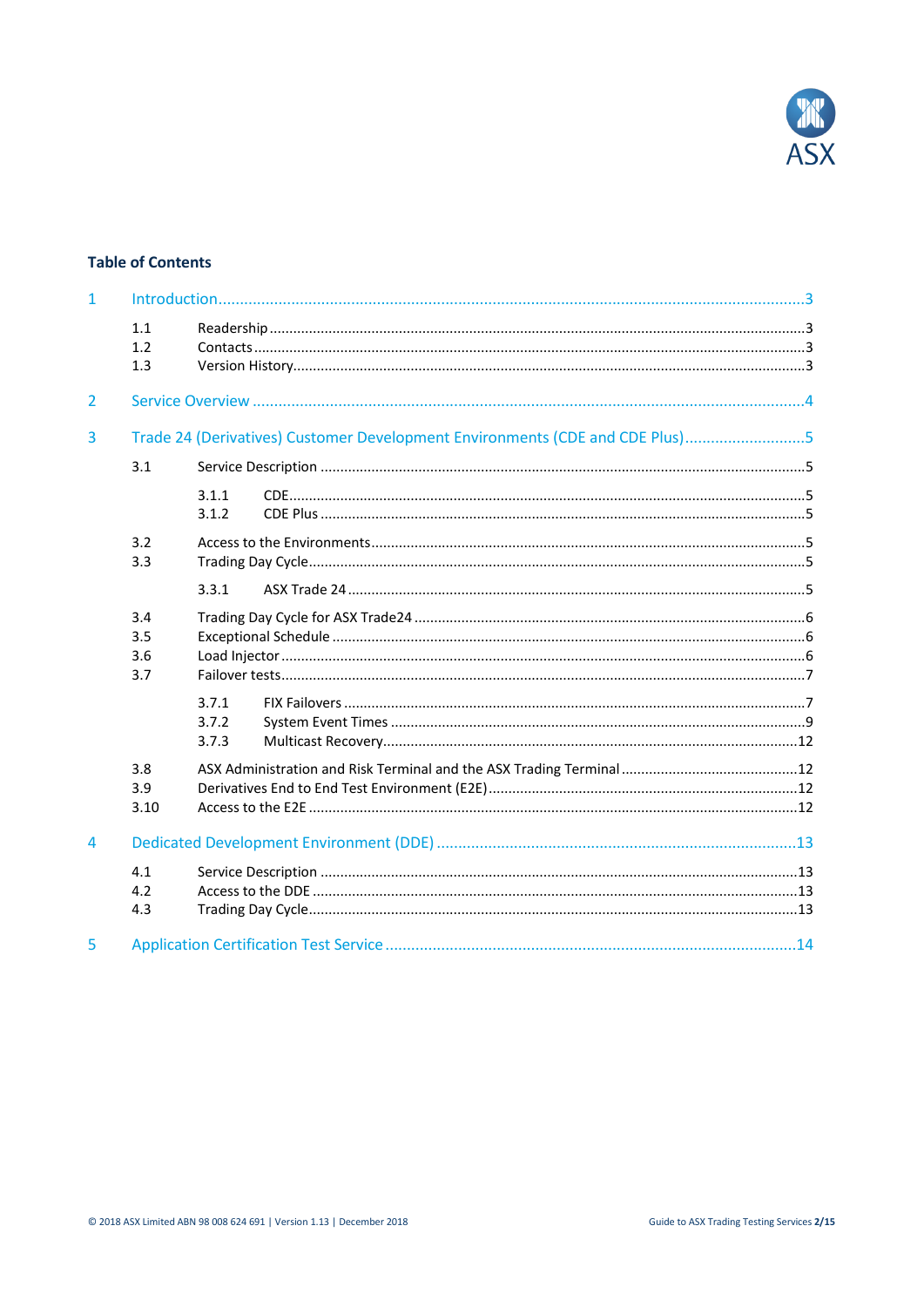## Table of Contents

1 Introduction ..... 3
- 1.1 Readership ..... 3
- 1.2 Contacts ..... 3
- 1.3 Version History ..... 3

2 Service Overview ..... 4

3 Trade 24 (Derivatives) Customer Development Environments (CDE and CDE Plus) ..... 5
- 3.1 Service Description ..... 5
  - 3.1.1 CDE ..... 5
  - 3.1.2 CDE Plus ..... 5
- 3.2 Access to the Environments ..... 5
- 3.3 Trading Day Cycle ..... 5
  - 3.3.1 ASX Trade 24 ..... 5
- 3.4 Trading Day Cycle for ASX Trade24 ..... 6
- 3.5 Exceptional Schedule ..... 6
- 3.6 Load Injector ..... 6
- 3.7 Failover tests ..... 7
  - 3.7.1 FIX Failovers ..... 7
  - 3.7.2 System Event Times ..... 9
  - 3.7.3 Multicast Recovery ..... 12
- 3.8 ASX Administration and Risk Terminal and the ASX Trading Terminal ..... 12
- 3.9 Derivatives End to End Test Environment (E2E) ..... 12
- 3.10 Access to the E2E ..... 12

4 Dedicated Development Environment (DDE) ..... 13
- 4.1 Service Description ..... 13
- 4.2 Access to the DDE ..... 13
- 4.3 Trading Day Cycle ..... 13

5 Application Certification Test Service ..... 14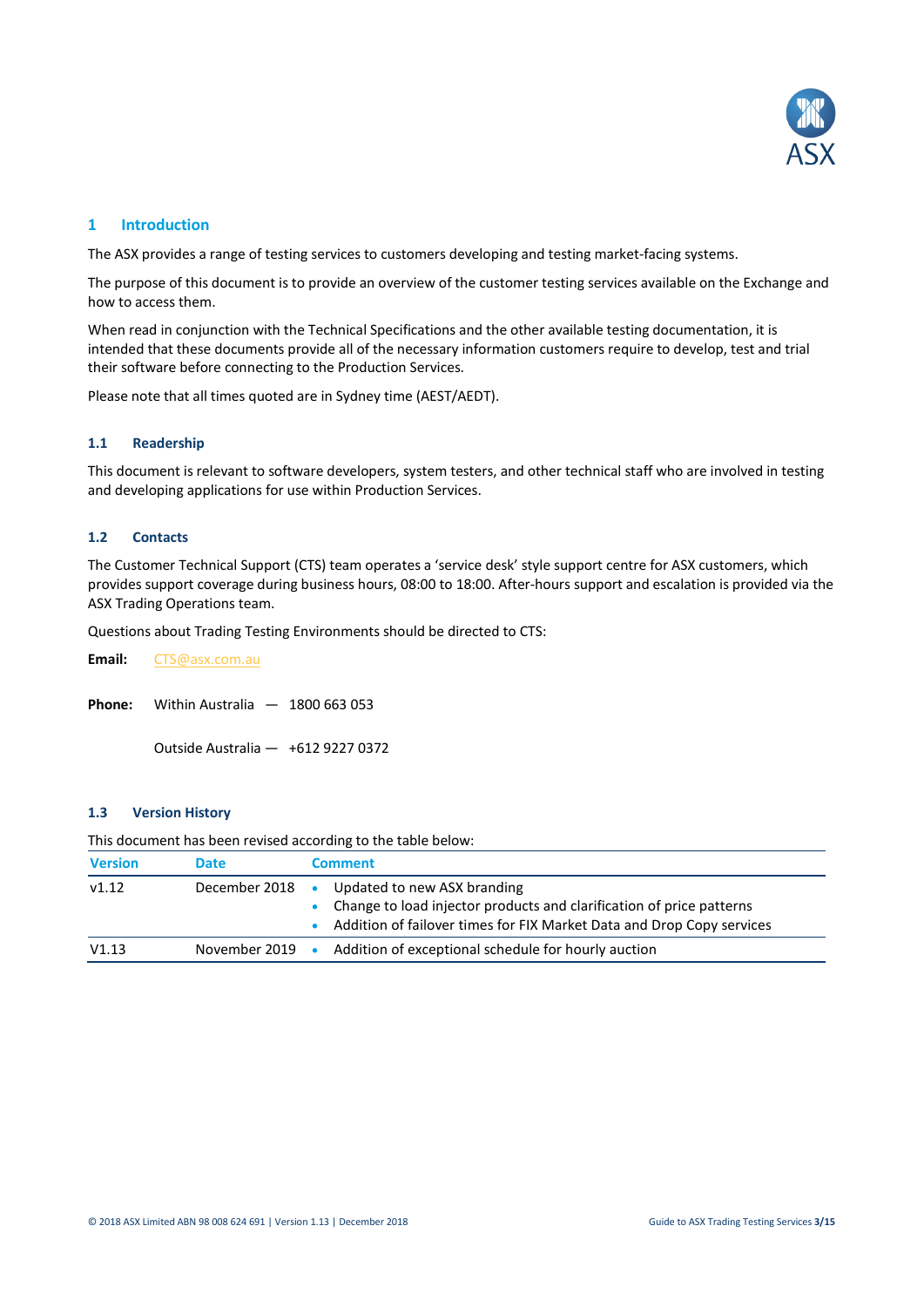# 1 Introduction

The ASX provides a range of testing services to customers developing and testing market-facing systems.

The purpose of this document is to provide an overview of the customer testing services available on the Exchange and how to access them.

When read in conjunction with the Technical Specifications and the other available testing documentation, it is intended that these documents provide all of the necessary information customers require to develop, test and trial their software before connecting to the Production Services.

Please note that all times quoted are in Sydney time (AEST/AEDT).

## 1.1 Readership

This document is relevant to software developers, system testers, and other technical staff who are involved in testing and developing applications for use within Production Services.

## 1.2 Contacts

The Customer Technical Support (CTS) team operates a 'service desk' style support centre for ASX customers, which provides support coverage during business hours, 08:00 to 18:00. After-hours support and escalation is provided via the ASX Trading Operations team.

Questions about Trading Testing Environments should be directed to CTS:

**Email:** CTS@asx.com.au

**Phone:** Within Australia — 1800 663 053

Outside Australia — +612 9227 0372

## 1.3 Version History

This document has been revised according to the table below:

| Version | Date | Comment |
|---|---|---|
| v1.12 | December 2018 | • Updated to new ASX branding<br>• Change to load injector products and clarification of price patterns<br>• Addition of failover times for FIX Market Data and Drop Copy services |
| V1.13 | November 2019 | • Addition of exceptional schedule for hourly auction |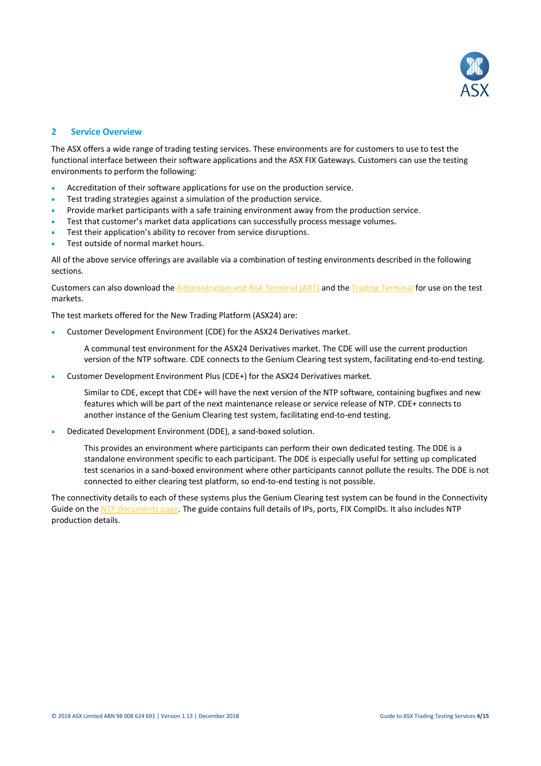## 2 Service Overview

The ASX offers a wide range of trading testing services. These environments are for customers to use to test the functional interface between their software applications and the ASX FIX Gateways. Customers can use the testing environments to perform the following:

- Accreditation of their software applications for use on the production service.
- Test trading strategies against a simulation of the production service.
- Provide market participants with a safe training environment away from the production service.
- Test that customer's market data applications can successfully process message volumes.
- Test their application's ability to recover from service disruptions.
- Test outside of normal market hours.

All of the above service offerings are available via a combination of testing environments described in the following sections.

Customers can also download the Administration and Risk Terminal (ART) and the Trading Terminal for use on the test markets.

The test markets offered for the New Trading Platform (ASX24) are:

- Customer Development Environment (CDE) for the ASX24 Derivatives market.

  A communal test environment for the ASX24 Derivatives market. The CDE will use the current production version of the NTP software. CDE connects to the Genium Clearing test system, facilitating end-to-end testing.

- Customer Development Environment Plus (CDE+) for the ASX24 Derivatives market.

  Similar to CDE, except that CDE+ will have the next version of the NTP software, containing bugfixes and new features which will be part of the next maintenance release or service release of NTP. CDE+ connects to another instance of the Genium Clearing test system, facilitating end-to-end testing.

- Dedicated Development Environment (DDE), a sand-boxed solution.

  This provides an environment where participants can perform their own dedicated testing. The DDE is a standalone environment specific to each participant. The DDE is especially useful for setting up complicated test scenarios in a sand-boxed environment where other participants cannot pollute the results. The DDE is not connected to either clearing test platform, so end-to-end testing is not possible.

The connectivity details to each of these systems plus the Genium Clearing test system can be found in the Connectivity Guide on the NTP documents page. The guide contains full details of IPs, ports, FIX CompIDs. It also includes NTP production details.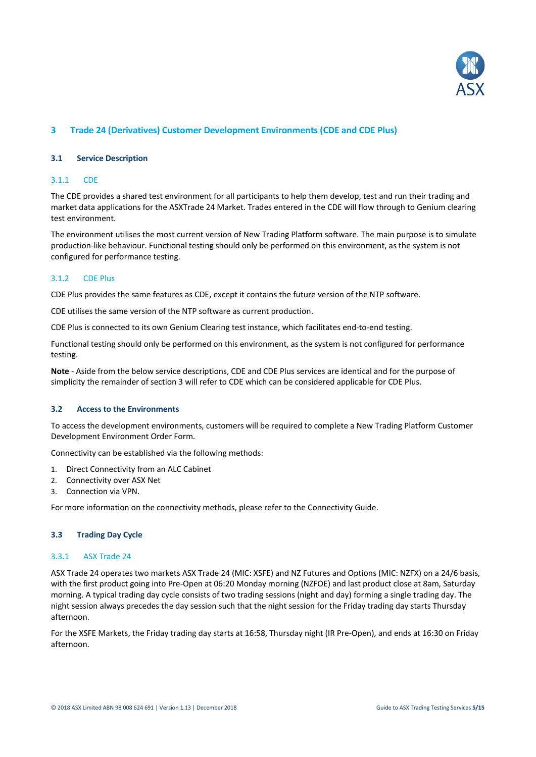# 3 Trade 24 (Derivatives) Customer Development Environments (CDE and CDE Plus)

## 3.1 Service Description

### 3.1.1 CDE

The CDE provides a shared test environment for all participants to help them develop, test and run their trading and market data applications for the ASXTrade 24 Market. Trades entered in the CDE will flow through to Genium clearing test environment.

The environment utilises the most current version of New Trading Platform software. The main purpose is to simulate production-like behaviour. Functional testing should only be performed on this environment, as the system is not configured for performance testing.

### 3.1.2 CDE Plus

CDE Plus provides the same features as CDE, except it contains the future version of the NTP software.

CDE utilises the same version of the NTP software as current production.

CDE Plus is connected to its own Genium Clearing test instance, which facilitates end-to-end testing.

Functional testing should only be performed on this environment, as the system is not configured for performance testing.

**Note** - Aside from the below service descriptions, CDE and CDE Plus services are identical and for the purpose of simplicity the remainder of section 3 will refer to CDE which can be considered applicable for CDE Plus.

## 3.2 Access to the Environments

To access the development environments, customers will be required to complete a New Trading Platform Customer Development Environment Order Form.

Connectivity can be established via the following methods:

1. Direct Connectivity from an ALC Cabinet
2. Connectivity over ASX Net
3. Connection via VPN.

For more information on the connectivity methods, please refer to the Connectivity Guide.

## 3.3 Trading Day Cycle

### 3.3.1 ASX Trade 24

ASX Trade 24 operates two markets ASX Trade 24 (MIC: XSFE) and NZ Futures and Options (MIC: NZFX) on a 24/6 basis, with the first product going into Pre-Open at 06:20 Monday morning (NZFOE) and last product close at 8am, Saturday morning. A typical trading day cycle consists of two trading sessions (night and day) forming a single trading day. The night session always precedes the day session such that the night session for the Friday trading day starts Thursday afternoon.

For the XSFE Markets, the Friday trading day starts at 16:58, Thursday night (IR Pre-Open), and ends at 16:30 on Friday afternoon.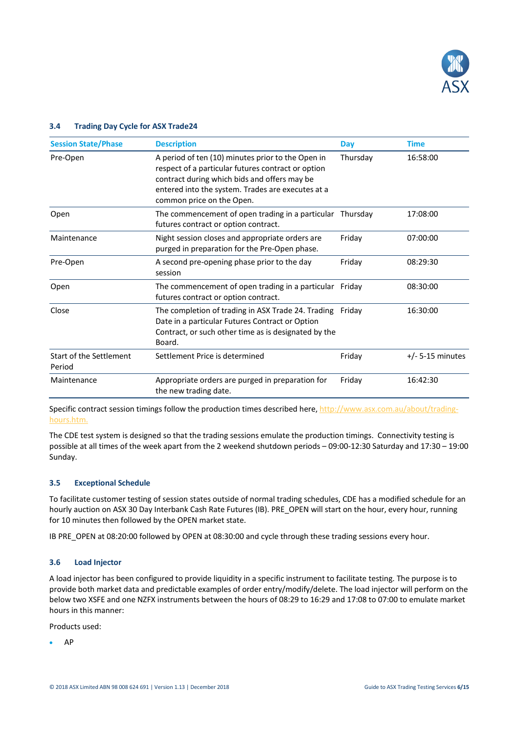### 3.4 Trading Day Cycle for ASX Trade24

| Session State/Phase | Description | Day | Time |
|---|---|---|---|
| Pre-Open | A period of ten (10) minutes prior to the Open in respect of a particular futures contract or option contract during which bids and offers may be entered into the system. Trades are executes at a common price on the Open. | Thursday | 16:58:00 |
| Open | The commencement of open trading in a particular futures contract or option contract. | Thursday | 17:08:00 |
| Maintenance | Night session closes and appropriate orders are purged in preparation for the Pre-Open phase. | Friday | 07:00:00 |
| Pre-Open | A second pre-opening phase prior to the day session | Friday | 08:29:30 |
| Open | The commencement of open trading in a particular futures contract or option contract. | Friday | 08:30:00 |
| Close | The completion of trading in ASX Trade 24. Trading Date in a particular Futures Contract or Option Contract, or such other time as is designated by the Board. | Friday | 16:30:00 |
| Start of the Settlement Period | Settlement Price is determined | Friday | +/- 5-15 minutes |
| Maintenance | Appropriate orders are purged in preparation for the new trading date. | Friday | 16:42:30 |

Specific contract session timings follow the production times described here, http://www.asx.com.au/about/trading-hours.htm.

The CDE test system is designed so that the trading sessions emulate the production timings. Connectivity testing is possible at all times of the week apart from the 2 weekend shutdown periods – 09:00-12:30 Saturday and 17:30 – 19:00 Sunday.

### 3.5 Exceptional Schedule

To facilitate customer testing of session states outside of normal trading schedules, CDE has a modified schedule for an hourly auction on ASX 30 Day Interbank Cash Rate Futures (IB). PRE_OPEN will start on the hour, every hour, running for 10 minutes then followed by the OPEN market state.

IB PRE_OPEN at 08:20:00 followed by OPEN at 08:30:00 and cycle through these trading sessions every hour.

### 3.6 Load Injector

A load injector has been configured to provide liquidity in a specific instrument to facilitate testing. The purpose is to provide both market data and predictable examples of order entry/modify/delete. The load injector will perform on the below two XSFE and one NZFX instruments between the hours of 08:29 to 16:29 and 17:08 to 07:00 to emulate market hours in this manner:

Products used:

- AP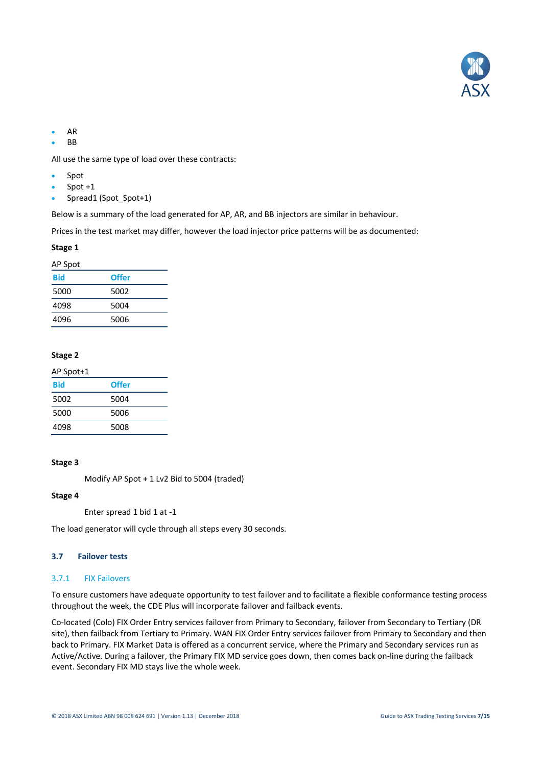- AR
- BB

All use the same type of load over these contracts:

- Spot
- Spot +1
- Spread1 (Spot_Spot+1)

Below is a summary of the load generated for AP, AR, and BB injectors are similar in behaviour.

Prices in the test market may differ, however the load injector price patterns will be as documented:

**Stage 1**

AP Spot

| Bid | Offer |
|---|---|
| 5000 | 5002 |
| 4098 | 5004 |
| 4096 | 5006 |

**Stage 2**

AP Spot+1

| Bid | Offer |
|---|---|
| 5002 | 5004 |
| 5000 | 5006 |
| 4098 | 5008 |

**Stage 3**

Modify AP Spot + 1 Lv2 Bid to 5004 (traded)

**Stage 4**

Enter spread 1 bid 1 at -1

The load generator will cycle through all steps every 30 seconds.

## 3.7 Failover tests

### 3.7.1 FIX Failovers

To ensure customers have adequate opportunity to test failover and to facilitate a flexible conformance testing process throughout the week, the CDE Plus will incorporate failover and failback events.

Co-located (Colo) FIX Order Entry services failover from Primary to Secondary, failover from Secondary to Tertiary (DR site), then failback from Tertiary to Primary. WAN FIX Order Entry services failover from Primary to Secondary and then back to Primary. FIX Market Data is offered as a concurrent service, where the Primary and Secondary services run as Active/Active. During a failover, the Primary FIX MD service goes down, then comes back on-line during the failback event. Secondary FIX MD stays live the whole week.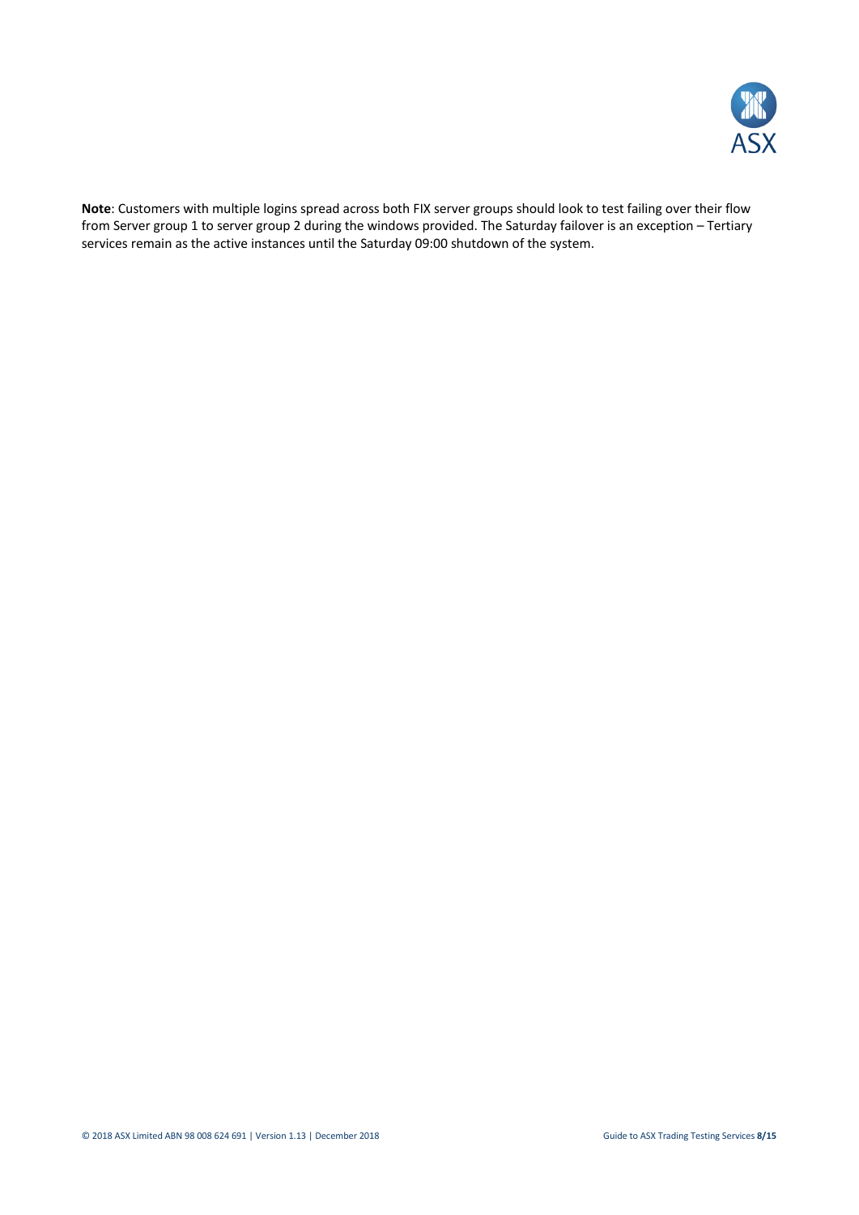**Note**: Customers with multiple logins spread across both FIX server groups should look to test failing over their flow from Server group 1 to server group 2 during the windows provided. The Saturday failover is an exception – Tertiary services remain as the active instances until the Saturday 09:00 shutdown of the system.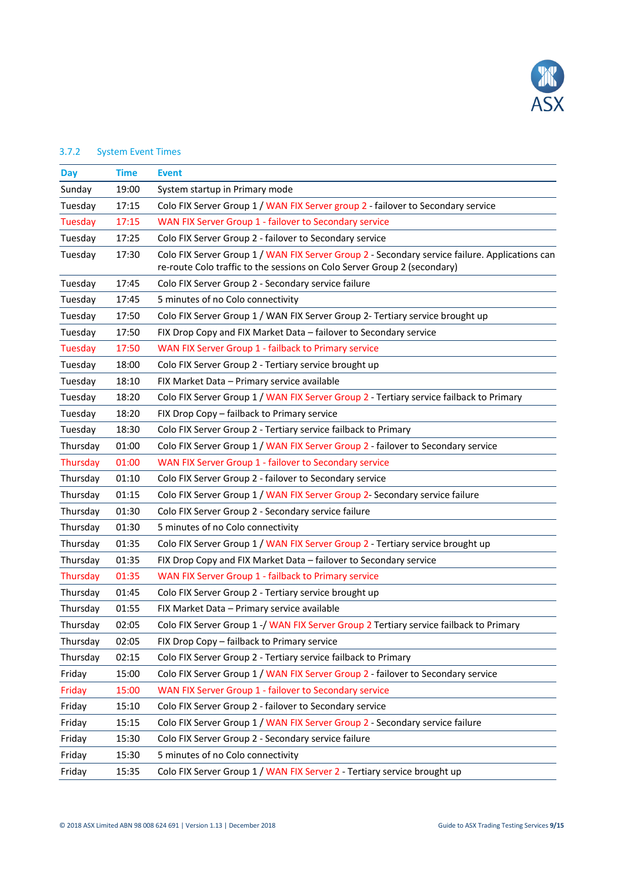### 3.7.2 System Event Times

| Day | Time | Event |
|---|---|---|
| Sunday | 19:00 | System startup in Primary mode |
| Tuesday | 17:15 | Colo FIX Server Group 1 / WAN FIX Server group 2 - failover to Secondary service |
| Tuesday | 17:15 | WAN FIX Server Group 1 - failover to Secondary service |
| Tuesday | 17:25 | Colo FIX Server Group 2 - failover to Secondary service |
| Tuesday | 17:30 | Colo FIX Server Group 1 / WAN FIX Server Group 2 - Secondary service failure. Applications can re-route Colo traffic to the sessions on Colo Server Group 2 (secondary) |
| Tuesday | 17:45 | Colo FIX Server Group 2 - Secondary service failure |
| Tuesday | 17:45 | 5 minutes of no Colo connectivity |
| Tuesday | 17:50 | Colo FIX Server Group 1 / WAN FIX Server Group 2- Tertiary service brought up |
| Tuesday | 17:50 | FIX Drop Copy and FIX Market Data – failover to Secondary service |
| Tuesday | 17:50 | WAN FIX Server Group 1 - failback to Primary service |
| Tuesday | 18:00 | Colo FIX Server Group 2 - Tertiary service brought up |
| Tuesday | 18:10 | FIX Market Data – Primary service available |
| Tuesday | 18:20 | Colo FIX Server Group 1 / WAN FIX Server Group 2 - Tertiary service failback to Primary |
| Tuesday | 18:20 | FIX Drop Copy – failback to Primary service |
| Tuesday | 18:30 | Colo FIX Server Group 2 - Tertiary service failback to Primary |
| Thursday | 01:00 | Colo FIX Server Group 1 / WAN FIX Server Group 2 - failover to Secondary service |
| Thursday | 01:00 | WAN FIX Server Group 1 - failover to Secondary service |
| Thursday | 01:10 | Colo FIX Server Group 2 - failover to Secondary service |
| Thursday | 01:15 | Colo FIX Server Group 1 / WAN FIX Server Group 2- Secondary service failure |
| Thursday | 01:30 | Colo FIX Server Group 2 - Secondary service failure |
| Thursday | 01:30 | 5 minutes of no Colo connectivity |
| Thursday | 01:35 | Colo FIX Server Group 1 / WAN FIX Server Group 2 - Tertiary service brought up |
| Thursday | 01:35 | FIX Drop Copy and FIX Market Data – failover to Secondary service |
| Thursday | 01:35 | WAN FIX Server Group 1 - failback to Primary service |
| Thursday | 01:45 | Colo FIX Server Group 2 - Tertiary service brought up |
| Thursday | 01:55 | FIX Market Data – Primary service available |
| Thursday | 02:05 | Colo FIX Server Group 1 -/ WAN FIX Server Group 2 Tertiary service failback to Primary |
| Thursday | 02:05 | FIX Drop Copy – failback to Primary service |
| Thursday | 02:15 | Colo FIX Server Group 2 - Tertiary service failback to Primary |
| Friday | 15:00 | Colo FIX Server Group 1 / WAN FIX Server Group 2 - failover to Secondary service |
| Friday | 15:00 | WAN FIX Server Group 1 - failover to Secondary service |
| Friday | 15:10 | Colo FIX Server Group 2 - failover to Secondary service |
| Friday | 15:15 | Colo FIX Server Group 1 / WAN FIX Server Group 2 - Secondary service failure |
| Friday | 15:30 | Colo FIX Server Group 2 - Secondary service failure |
| Friday | 15:30 | 5 minutes of no Colo connectivity |
| Friday | 15:35 | Colo FIX Server Group 1 / WAN FIX Server 2 - Tertiary service brought up |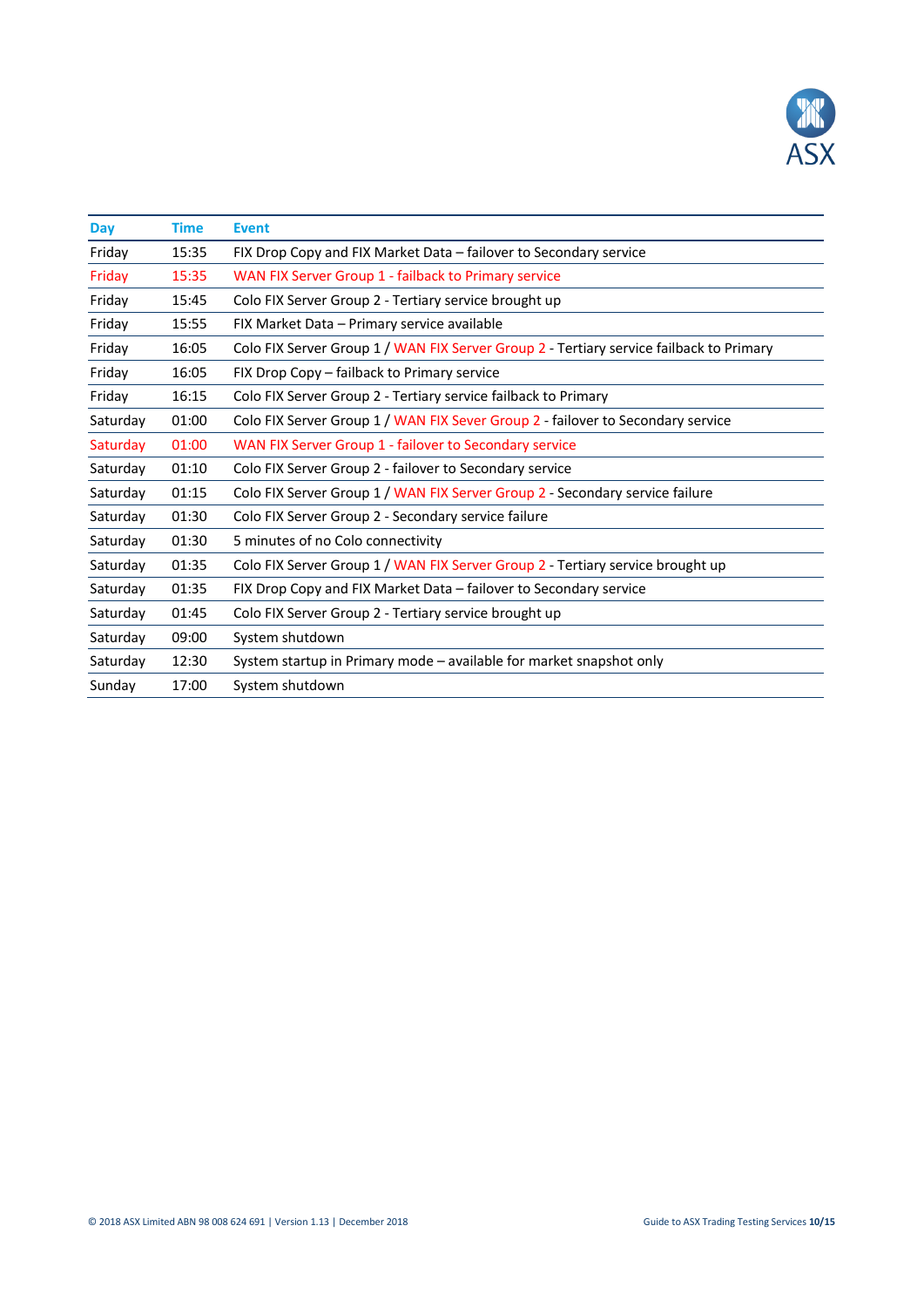| Day | Time | Event |
|---|---|---|
| Friday | 15:35 | FIX Drop Copy and FIX Market Data – failover to Secondary service |
| Friday | 15:35 | WAN FIX Server Group 1 - failback to Primary service |
| Friday | 15:45 | Colo FIX Server Group 2 - Tertiary service brought up |
| Friday | 15:55 | FIX Market Data – Primary service available |
| Friday | 16:05 | Colo FIX Server Group 1 / WAN FIX Server Group 2 - Tertiary service failback to Primary |
| Friday | 16:05 | FIX Drop Copy – failback to Primary service |
| Friday | 16:15 | Colo FIX Server Group 2 - Tertiary service failback to Primary |
| Saturday | 01:00 | Colo FIX Server Group 1 / WAN FIX Sever Group 2 - failover to Secondary service |
| Saturday | 01:00 | WAN FIX Server Group 1 - failover to Secondary service |
| Saturday | 01:10 | Colo FIX Server Group 2 - failover to Secondary service |
| Saturday | 01:15 | Colo FIX Server Group 1 / WAN FIX Server Group 2 - Secondary service failure |
| Saturday | 01:30 | Colo FIX Server Group 2 - Secondary service failure |
| Saturday | 01:30 | 5 minutes of no Colo connectivity |
| Saturday | 01:35 | Colo FIX Server Group 1 / WAN FIX Server Group 2 - Tertiary service brought up |
| Saturday | 01:35 | FIX Drop Copy and FIX Market Data – failover to Secondary service |
| Saturday | 01:45 | Colo FIX Server Group 2 - Tertiary service brought up |
| Saturday | 09:00 | System shutdown |
| Saturday | 12:30 | System startup in Primary mode – available for market snapshot only |
| Sunday | 17:00 | System shutdown |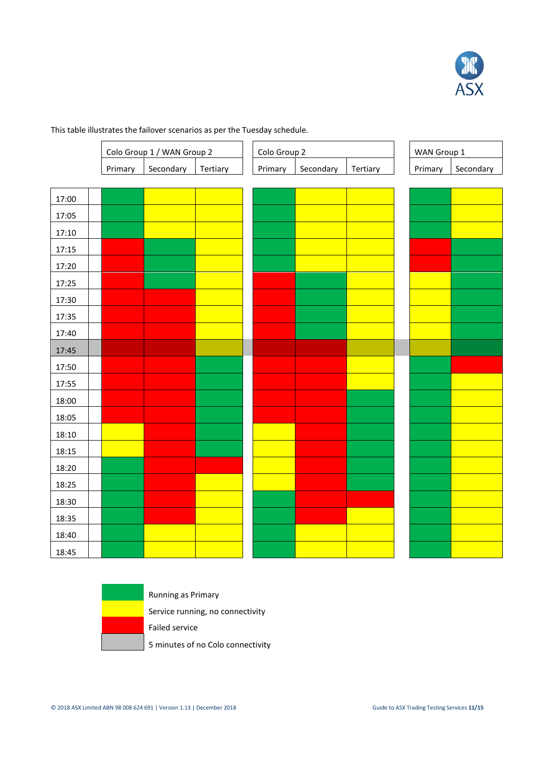This table illustrates the failover scenarios as per the Tuesday schedule.

| Time | Colo Group 1 / WAN Group 2 | | | Colo Group 2 | | | WAN Group 1 | |
|---|---|---|---|---|---|---|---|---|
| | Primary | Secondary | Tertiary | Primary | Secondary | Tertiary | Primary | Secondary |
| 17:00 | Green | Yellow | Yellow | Green | Yellow | Yellow | Green | Yellow |
| 17:05 | Green | Yellow | Yellow | Green | Yellow | Yellow | Green | Yellow |
| 17:10 | Green | Yellow | Yellow | Green | Yellow | Yellow | Green | Yellow |
| 17:15 | Red | Green | Yellow | Green | Yellow | Yellow | Red | Green |
| 17:20 | Red | Green | Yellow | Green | Yellow | Yellow | Red | Green |
| 17:25 | Red | Green | Yellow | Red | Green | Yellow | Yellow | Green |
| 17:30 | Red | Red | Yellow | Red | Green | Yellow | Yellow | Green |
| 17:35 | Red | Red | Yellow | Red | Green | Yellow | Yellow | Green |
| 17:40 | Red | Red | Yellow | Red | Green | Yellow | Yellow | Green |
| 17:45 (Grey) | Red (Grey) | Red (Grey) | Yellow (Grey) | Red (Grey) | Red (Grey) | Yellow (Grey) | Yellow (Grey) | Green (Grey) |
| 17:50 | Red | Red | Green | Red | Red | Yellow | Green | Red |
| 17:55 | Red | Red | Green | Red | Red | Yellow | Green | Yellow |
| 18:00 | Red | Red | Green | Red | Red | Green | Green | Yellow |
| 18:05 | Red | Red | Green | Red | Red | Green | Green | Yellow |
| 18:10 | Yellow | Red | Green | Yellow | Red | Green | Green | Yellow |
| 18:15 | Yellow | Red | Green | Yellow | Red | Green | Green | Yellow |
| 18:20 | Green | Red | Red | Yellow | Red | Green | Green | Yellow |
| 18:25 | Green | Red | Yellow | Yellow | Red | Green | Green | Yellow |
| 18:30 | Green | Red | Yellow | Green | Red | Red | Green | Yellow |
| 18:35 | Green | Red | Yellow | Green | Red | Yellow | Green | Yellow |
| 18:40 | Green | Yellow | Yellow | Green | Yellow | Yellow | Green | Yellow |
| 18:45 | Green | Yellow | Yellow | Green | Yellow | Yellow | Green | Yellow |

| Colour | Meaning |
|---|---|
| Green | Running as Primary |
| Yellow | Service running, no connectivity |
| Red | Failed service |
| Grey | 5 minutes of no Colo connectivity |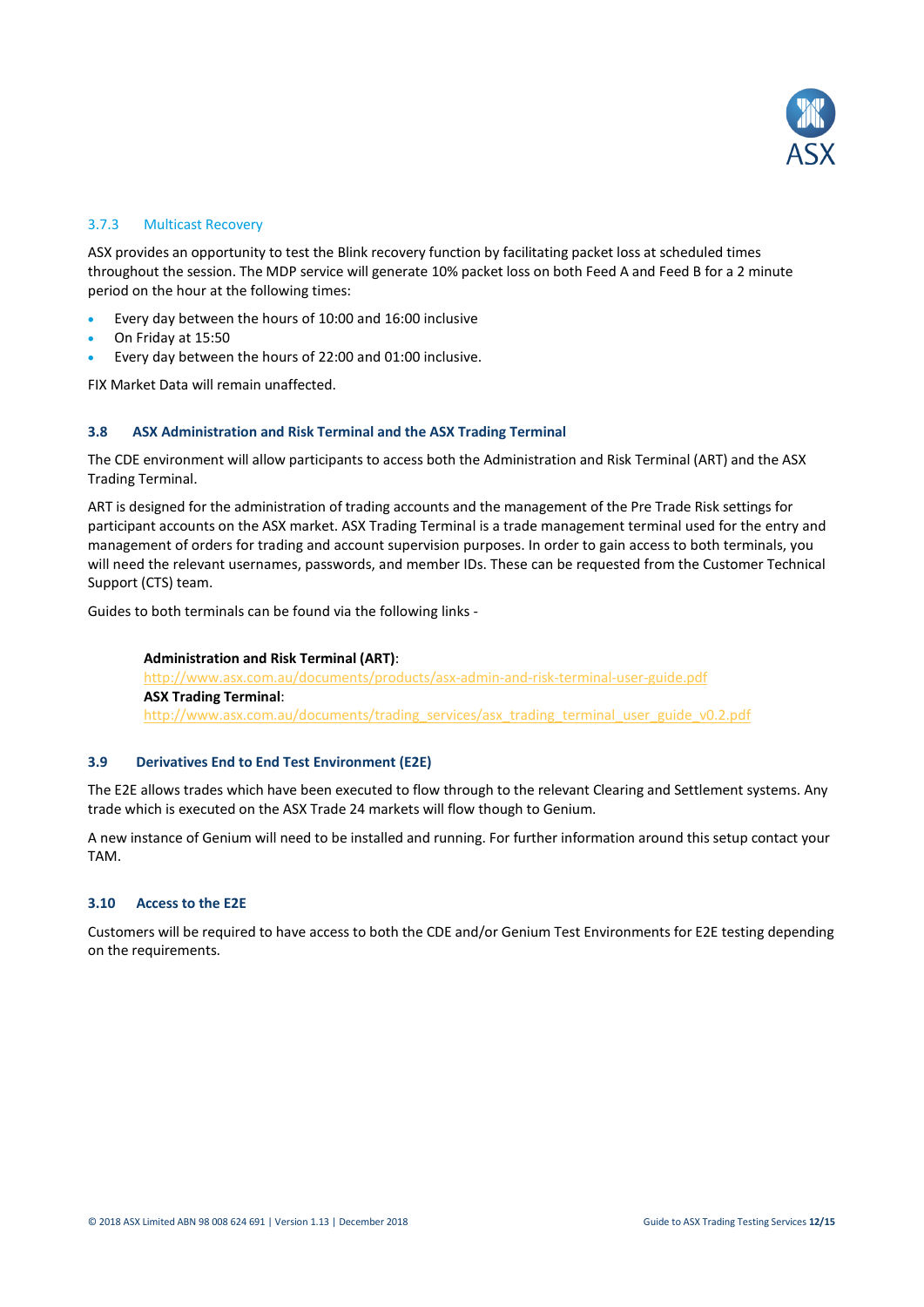#### 3.7.3 Multicast Recovery

ASX provides an opportunity to test the Blink recovery function by facilitating packet loss at scheduled times throughout the session. The MDP service will generate 10% packet loss on both Feed A and Feed B for a 2 minute period on the hour at the following times:

- Every day between the hours of 10:00 and 16:00 inclusive
- On Friday at 15:50
- Every day between the hours of 22:00 and 01:00 inclusive.

FIX Market Data will remain unaffected.

### 3.8 ASX Administration and Risk Terminal and the ASX Trading Terminal

The CDE environment will allow participants to access both the Administration and Risk Terminal (ART) and the ASX Trading Terminal.

ART is designed for the administration of trading accounts and the management of the Pre Trade Risk settings for participant accounts on the ASX market. ASX Trading Terminal is a trade management terminal used for the entry and management of orders for trading and account supervision purposes. In order to gain access to both terminals, you will need the relevant usernames, passwords, and member IDs. These can be requested from the Customer Technical Support (CTS) team.

Guides to both terminals can be found via the following links -

**Administration and Risk Terminal (ART)**:
http://www.asx.com.au/documents/products/asx-admin-and-risk-terminal-user-guide.pdf
**ASX Trading Terminal**:
http://www.asx.com.au/documents/trading_services/asx_trading_terminal_user_guide_v0.2.pdf

### 3.9 Derivatives End to End Test Environment (E2E)

The E2E allows trades which have been executed to flow through to the relevant Clearing and Settlement systems. Any trade which is executed on the ASX Trade 24 markets will flow though to Genium.

A new instance of Genium will need to be installed and running. For further information around this setup contact your TAM.

### 3.10 Access to the E2E

Customers will be required to have access to both the CDE and/or Genium Test Environments for E2E testing depending on the requirements.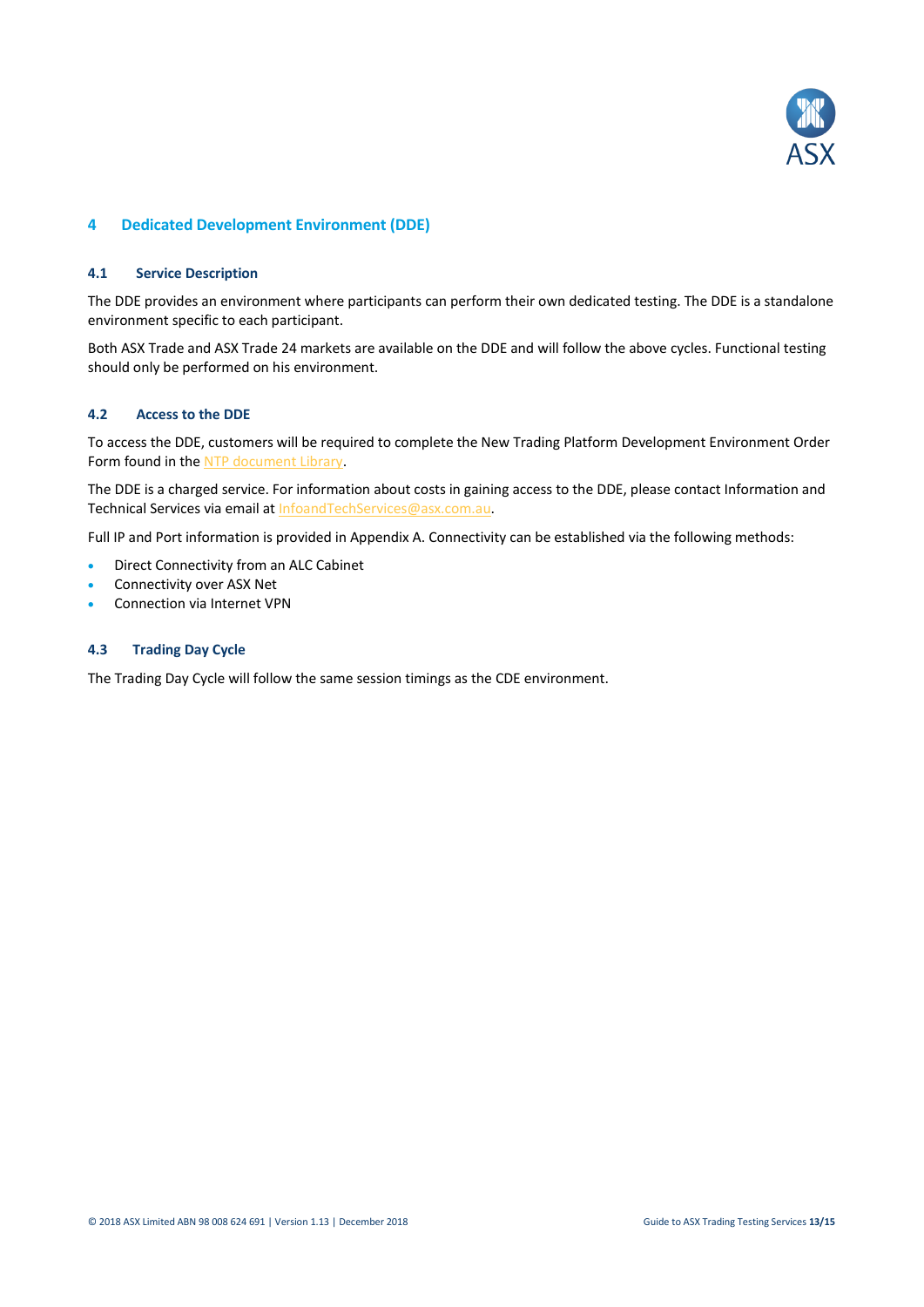# 4 Dedicated Development Environment (DDE)

## 4.1 Service Description

The DDE provides an environment where participants can perform their own dedicated testing. The DDE is a standalone environment specific to each participant.

Both ASX Trade and ASX Trade 24 markets are available on the DDE and will follow the above cycles. Functional testing should only be performed on his environment.

## 4.2 Access to the DDE

To access the DDE, customers will be required to complete the New Trading Platform Development Environment Order Form found in the NTP document Library.

The DDE is a charged service. For information about costs in gaining access to the DDE, please contact Information and Technical Services via email at InfoandTechServices@asx.com.au.

Full IP and Port information is provided in Appendix A. Connectivity can be established via the following methods:

- Direct Connectivity from an ALC Cabinet
- Connectivity over ASX Net
- Connection via Internet VPN

## 4.3 Trading Day Cycle

The Trading Day Cycle will follow the same session timings as the CDE environment.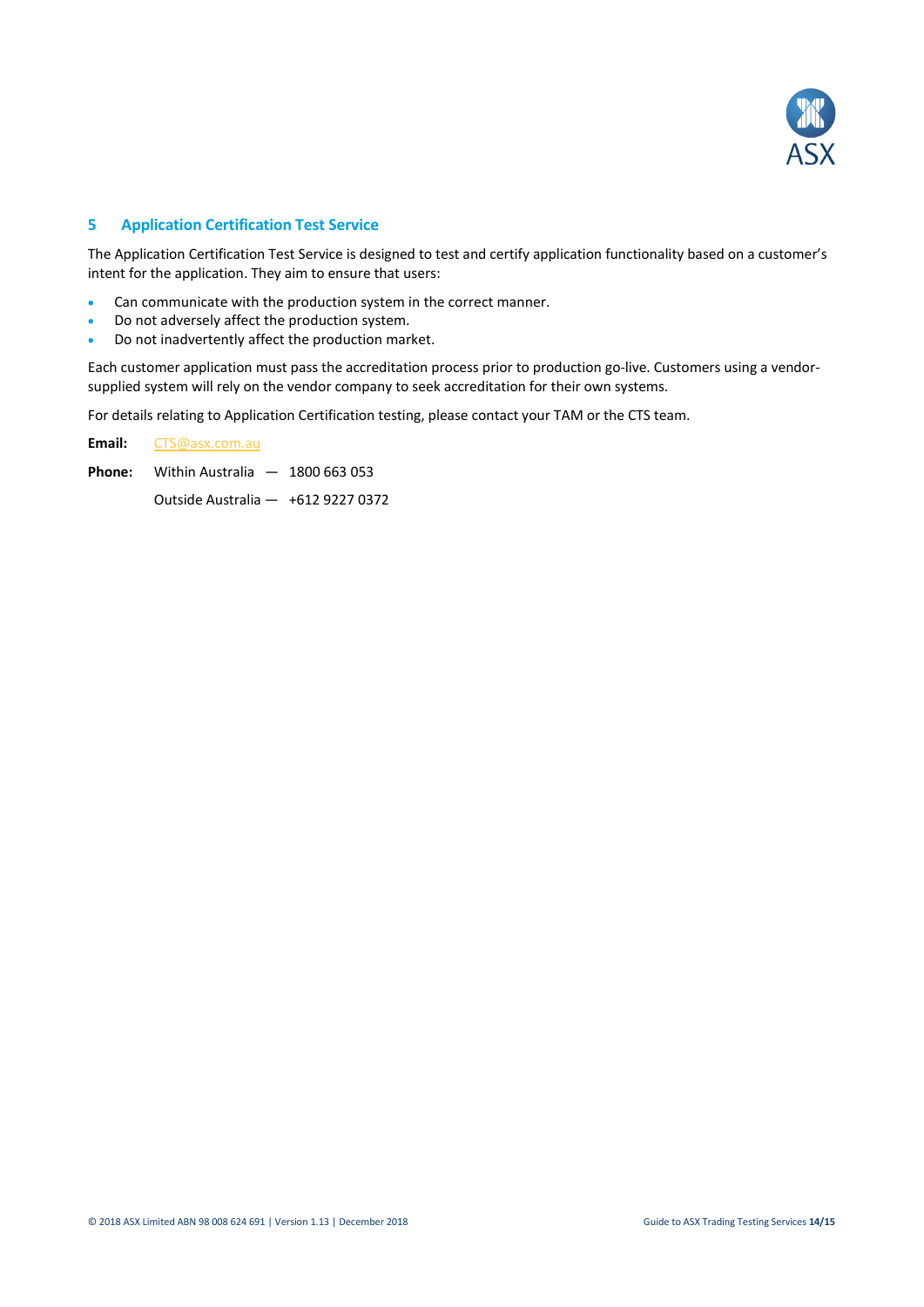## 5 Application Certification Test Service

The Application Certification Test Service is designed to test and certify application functionality based on a customer's intent for the application. They aim to ensure that users:

- Can communicate with the production system in the correct manner.
- Do not adversely affect the production system.
- Do not inadvertently affect the production market.

Each customer application must pass the accreditation process prior to production go-live. Customers using a vendor-supplied system will rely on the vendor company to seek accreditation for their own systems.

For details relating to Application Certification testing, please contact your TAM or the CTS team.

**Email:** CTS@asx.com.au

**Phone:** Within Australia — 1800 663 053

Outside Australia — +612 9227 0372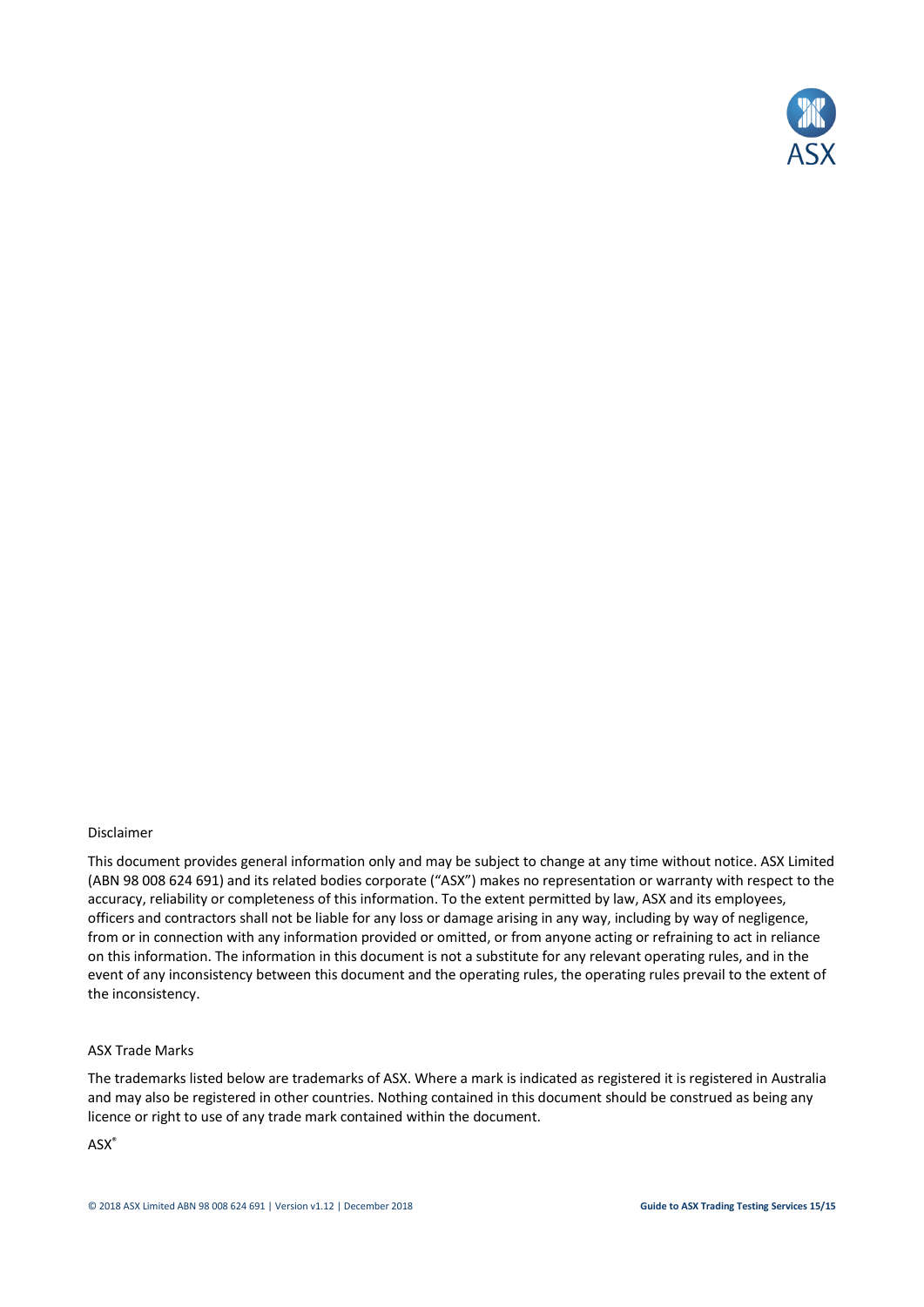Disclaimer

This document provides general information only and may be subject to change at any time without notice. ASX Limited (ABN 98 008 624 691) and its related bodies corporate ("ASX") makes no representation or warranty with respect to the accuracy, reliability or completeness of this information. To the extent permitted by law, ASX and its employees, officers and contractors shall not be liable for any loss or damage arising in any way, including by way of negligence, from or in connection with any information provided or omitted, or from anyone acting or refraining to act in reliance on this information. The information in this document is not a substitute for any relevant operating rules, and in the event of any inconsistency between this document and the operating rules, the operating rules prevail to the extent of the inconsistency.

ASX Trade Marks

The trademarks listed below are trademarks of ASX. Where a mark is indicated as registered it is registered in Australia and may also be registered in other countries. Nothing contained in this document should be construed as being any licence or right to use of any trade mark contained within the document.

ASX®